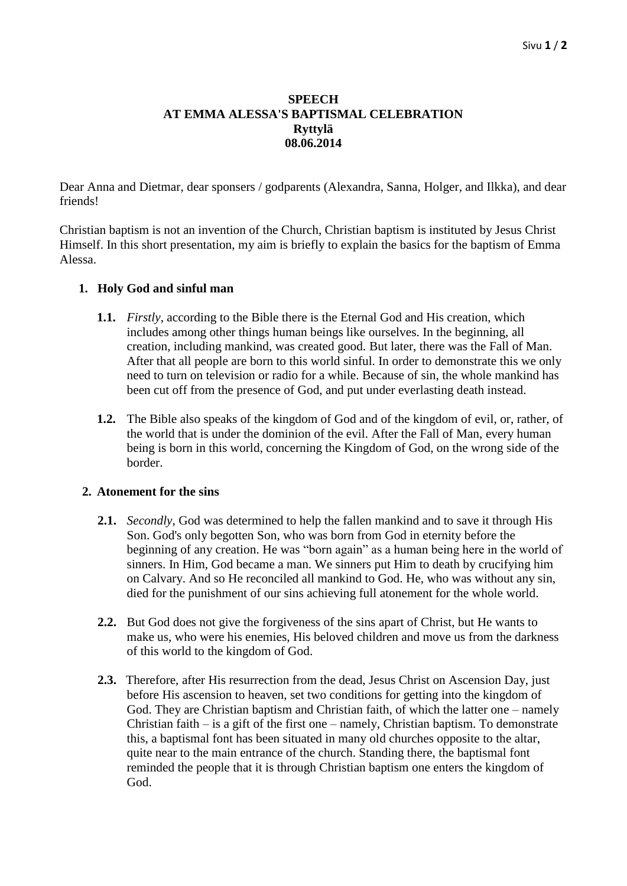**SPEECH**
**AT EMMA ALESSA'S BAPTISMAL CELEBRATION**
**Ryttylä**
**08.06.2014**

Dear Anna and Dietmar, dear sponsers / godparents (Alexandra, Sanna, Holger, and Ilkka), and dear friends!

Christian baptism is not an invention of the Church, Christian baptism is instituted by Jesus Christ Himself. In this short presentation, my aim is briefly to explain the basics for the baptism of Emma Alessa.

## 1. Holy God and sinful man

**1.1.** *Firstly*, according to the Bible there is the Eternal God and His creation, which includes among other things human beings like ourselves. In the beginning, all creation, including mankind, was created good. But later, there was the Fall of Man. After that all people are born to this world sinful. In order to demonstrate this we only need to turn on television or radio for a while. Because of sin, the whole mankind has been cut off from the presence of God, and put under everlasting death instead.

**1.2.** The Bible also speaks of the kingdom of God and of the kingdom of evil, or, rather, of the world that is under the dominion of the evil. After the Fall of Man, every human being is born in this world, concerning the Kingdom of God, on the wrong side of the border.

## 2. Atonement for the sins

**2.1.** *Secondly*, God was determined to help the fallen mankind and to save it through His Son. God's only begotten Son, who was born from God in eternity before the beginning of any creation. He was "born again" as a human being here in the world of sinners. In Him, God became a man. We sinners put Him to death by crucifying him on Calvary. And so He reconciled all mankind to God. He, who was without any sin, died for the punishment of our sins achieving full atonement for the whole world.

**2.2.** But God does not give the forgiveness of the sins apart of Christ, but He wants to make us, who were his enemies, His beloved children and move us from the darkness of this world to the kingdom of God.

**2.3.** Therefore, after His resurrection from the dead, Jesus Christ on Ascension Day, just before His ascension to heaven, set two conditions for getting into the kingdom of God. They are Christian baptism and Christian faith, of which the latter one – namely Christian faith – is a gift of the first one – namely, Christian baptism. To demonstrate this, a baptismal font has been situated in many old churches opposite to the altar, quite near to the main entrance of the church. Standing there, the baptismal font reminded the people that it is through Christian baptism one enters the kingdom of God.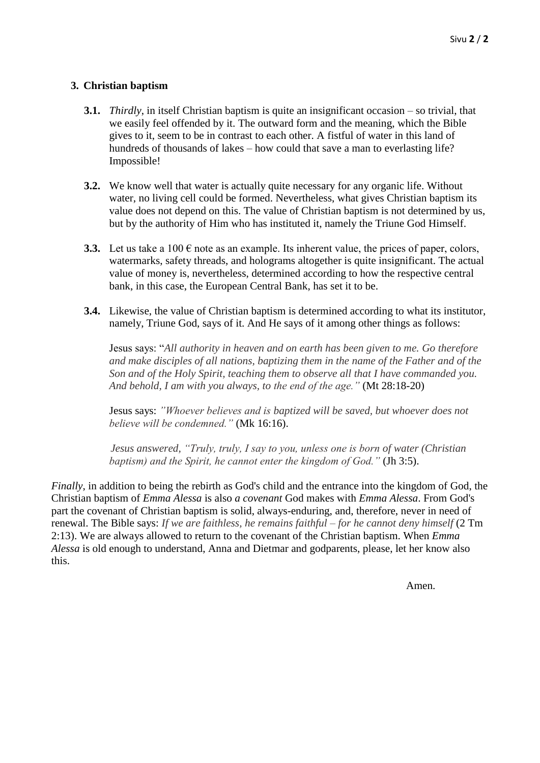## 3. Christian baptism

**3.1.** *Thirdly*, in itself Christian baptism is quite an insignificant occasion – so trivial, that we easily feel offended by it. The outward form and the meaning, which the Bible gives to it, seem to be in contrast to each other. A fistful of water in this land of hundreds of thousands of lakes – how could that save a man to everlasting life? Impossible!

**3.2.** We know well that water is actually quite necessary for any organic life. Without water, no living cell could be formed. Nevertheless, what gives Christian baptism its value does not depend on this. The value of Christian baptism is not determined by us, but by the authority of Him who has instituted it, namely the Triune God Himself.

**3.3.** Let us take a 100 € note as an example. Its inherent value, the prices of paper, colors, watermarks, safety threads, and holograms altogether is quite insignificant. The actual value of money is, nevertheless, determined according to how the respective central bank, in this case, the European Central Bank, has set it to be.

**3.4.** Likewise, the value of Christian baptism is determined according to what its institutor, namely, Triune God, says of it. And He says of it among other things as follows:

Jesus says: "*All authority in heaven and on earth has been given to me. Go therefore and make disciples of all nations, baptizing them in the name of the Father and of the Son and of the Holy Spirit, teaching them to observe all that I have commanded you. And behold, I am with you always, to the end of the age."* (Mt 28:18-20)

Jesus says: *"Whoever believes and is baptized will be saved, but whoever does not believe will be condemned."* (Mk 16:16).

*Jesus answered, "Truly, truly, I say to you, unless one is born of water (Christian baptism) and the Spirit, he cannot enter the kingdom of God."* (Jh 3:5).

*Finally*, in addition to being the rebirth as God's child and the entrance into the kingdom of God, the Christian baptism of *Emma Alessa* is also *a covenant* God makes with *Emma Alessa*. From God's part the covenant of Christian baptism is solid, always-enduring, and, therefore, never in need of renewal. The Bible says: *If we are faithless, he remains faithful – for he cannot deny himself* (2 Tm 2:13). We are always allowed to return to the covenant of the Christian baptism. When *Emma Alessa* is old enough to understand, Anna and Dietmar and godparents, please, let her know also this.

Amen.